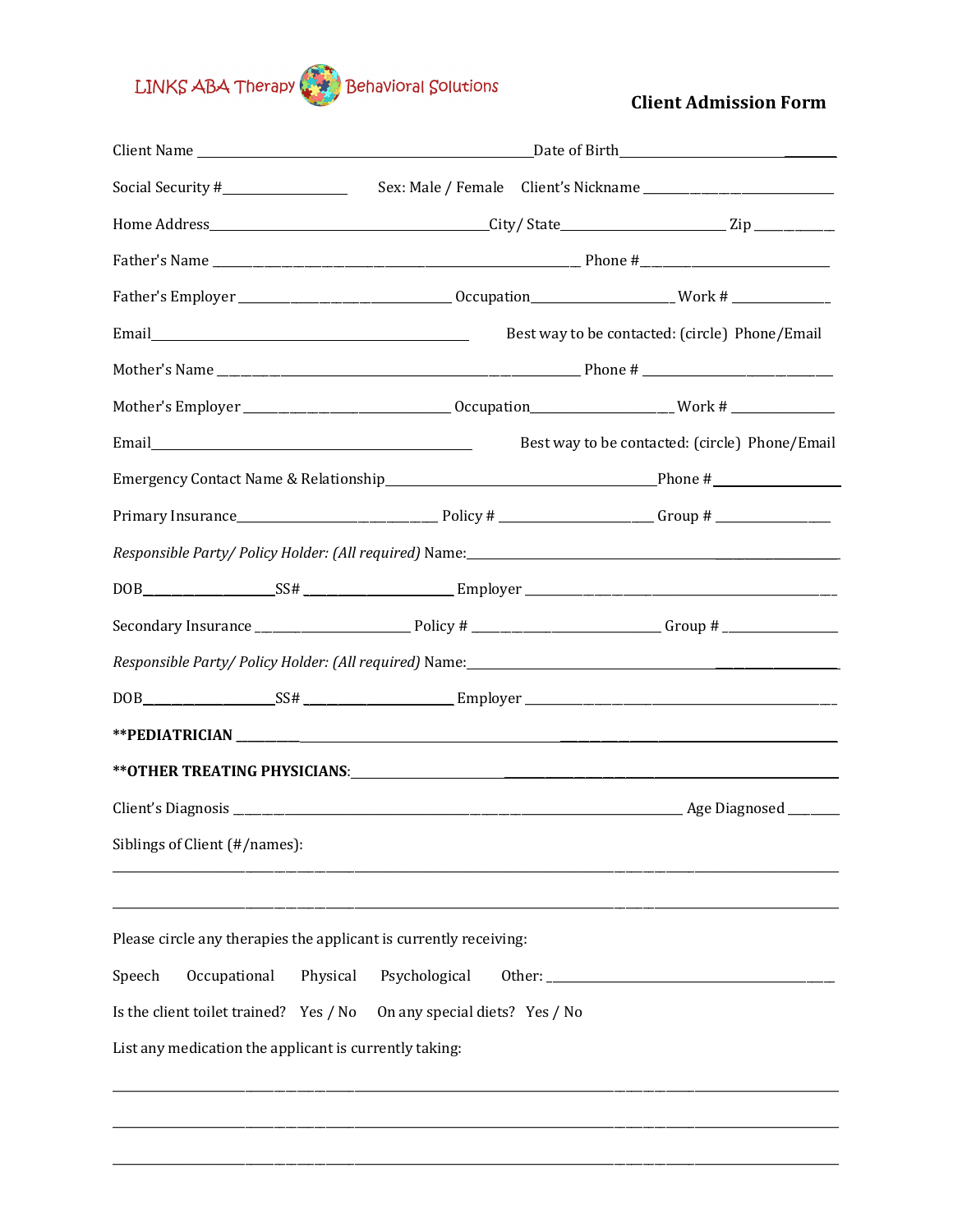LINKS ABA Therapy Behavioral Solutions

# Client Admission Form

Client Name ______________________________________________ Date of Birth ______________________________

Social Security # __________________ Sex: Male / Female Client's Nickname ______________________________

Home Address ______________________________________ City/ State ________________________ Zip ____________

Father's Name ______________________________________________________ Phone # ____________________________

Father's Employer ______________________________ Occupation ____________________ Work # ______________

Email ______________________________________________ Best way to be contacted: (circle) Phone/Email

Mother's Name ______________________________________________________ Phone # ____________________________

Mother's Employer ______________________________ Occupation ____________________ Work # ______________

Email ______________________________________________ Best way to be contacted: (circle) Phone/Email

Emergency Contact Name & Relationship ______________________________________ Phone # __________________

Primary Insurance ____________________________ Policy # ______________________ Group # ________________

*Responsible Party/ Policy Holder: (All required)* Name: ______________________________________________________

DOB ____________________ SS# ______________________ Employer ______________________________________________

Secondary Insurance ______________________ Policy # ____________________________ Group # ________________

*Responsible Party/ Policy Holder: (All required)* Name: ______________________________________________________

DOB ____________________ SS# ______________________ Employer ______________________________________________

**\*\*PEDIATRICIAN** ________________________________________________________________________________

**\*\*OTHER TREATING PHYSICIANS**: _______________________________________________________________________

Client's Diagnosis ____________________________________________________________________ Age Diagnosed _______

Siblings of Client (#/names):

_____________________________________________________________________________________________________

_____________________________________________________________________________________________________

Please circle any therapies the applicant is currently receiving:

Speech Occupational Physical Psychological Other: ____________________________________________

Is the client toilet trained? Yes / No On any special diets? Yes / No

List any medication the applicant is currently taking:

_____________________________________________________________________________________________________

_____________________________________________________________________________________________________

_____________________________________________________________________________________________________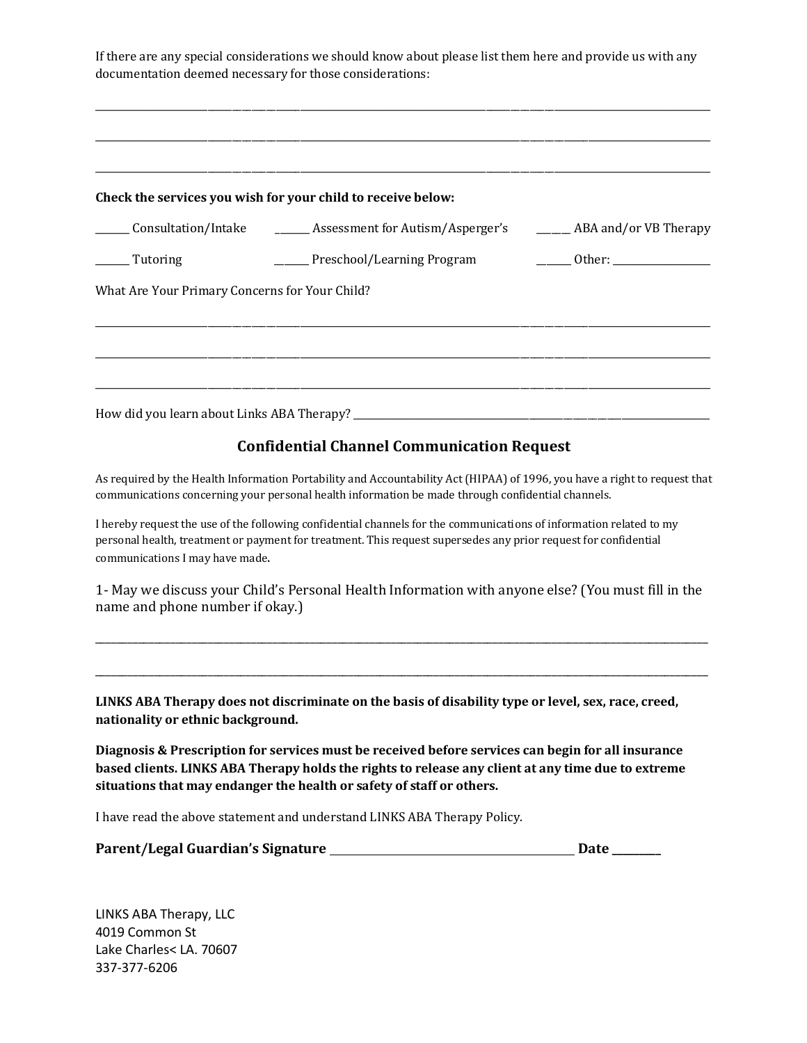If there are any special considerations we should know about please list them here and provide us with any documentation deemed necessary for those considerations:

_______________________________________________________________________________________________

_______________________________________________________________________________________________

_______________________________________________________________________________________________

**Check the services you wish for your child to receive below:**

_______ Consultation/Intake _______ Assessment for Autism/Asperger's _______ ABA and/or VB Therapy

_______ Tutoring _______ Preschool/Learning Program _______ Other: ___________________

What Are Your Primary Concerns for Your Child?

_______________________________________________________________________________________________

_______________________________________________________________________________________________

_______________________________________________________________________________________________

How did you learn about Links ABA Therapy? ____________________________________________________

## Confidential Channel Communication Request

As required by the Health Information Portability and Accountability Act (HIPAA) of 1996, you have a right to request that communications concerning your personal health information be made through confidential channels.

I hereby request the use of the following confidential channels for the communications of information related to my personal health, treatment or payment for treatment. This request supersedes any prior request for confidential communications I may have made.

1- May we discuss your Child's Personal Health Information with anyone else? (You must fill in the name and phone number if okay.)

_______________________________________________________________________________________________

_______________________________________________________________________________________________

**LINKS ABA Therapy does not discriminate on the basis of disability type or level, sex, race, creed, nationality or ethnic background.**

**Diagnosis & Prescription for services must be received before services can begin for all insurance based clients. LINKS ABA Therapy holds the rights to release any client at any time due to extreme situations that may endanger the health or safety of staff or others.**

I have read the above statement and understand LINKS ABA Therapy Policy.

**Parent/Legal Guardian's Signature** _____________________________________ **Date** _________

LINKS ABA Therapy, LLC
4019 Common St
Lake Charles< LA. 70607
337-377-6206